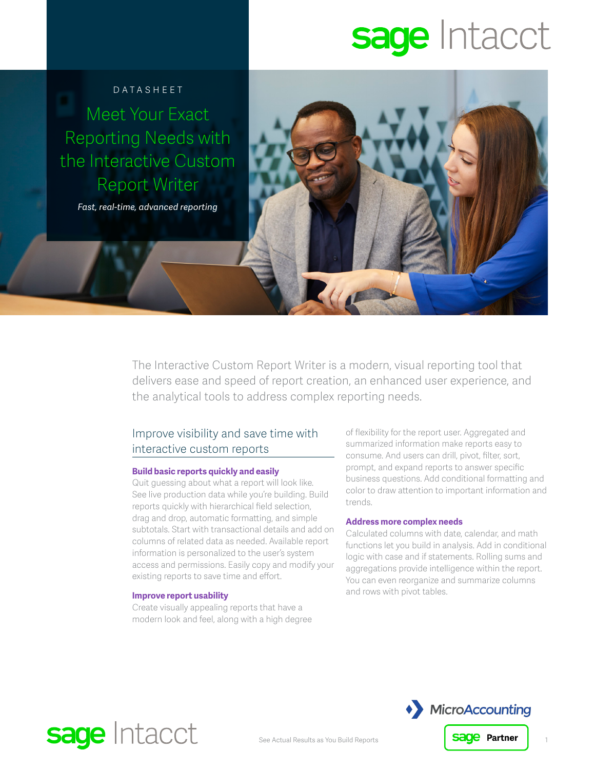DATASHEET

# Meet Your Exact Reporting Needs with the Interactive Custom Report Writer

*Fast, real-time, advanced reporting*

The Interactive Custom Report Writer is a modern, visual reporting tool that delivers ease and speed of report creation, an enhanced user experience, and the analytical tools to address complex reporting needs.

## Improve visibility and save time with interactive custom reports

### Build basic reports quickly and easily

Quit guessing about what a report will look like. See live production data while you're building. Build reports quickly with hierarchical field selection, drag and drop, automatic formatting, and simple subtotals. Start with transactional details and add on columns of related data as needed. Available report information is personalized to the user's system access and permissions. Easily copy and modify your existing reports to save time and effort.

### Improve report usability

Create visually appealing reports that have a modern look and feel, along with a high degree of flexibility for the report user. Aggregated and summarized information make reports easy to consume. And users can drill, pivot, filter, sort, prompt, and expand reports to answer specific business questions. Add conditional formatting and color to draw attention to important information and trends.

### Address more complex needs

Calculated columns with date, calendar, and math functions let you build in analysis. Add in conditional logic with case and if statements. Rolling sums and aggregations provide intelligence within the report. You can even reorganize and summarize columns and rows with pivot tables.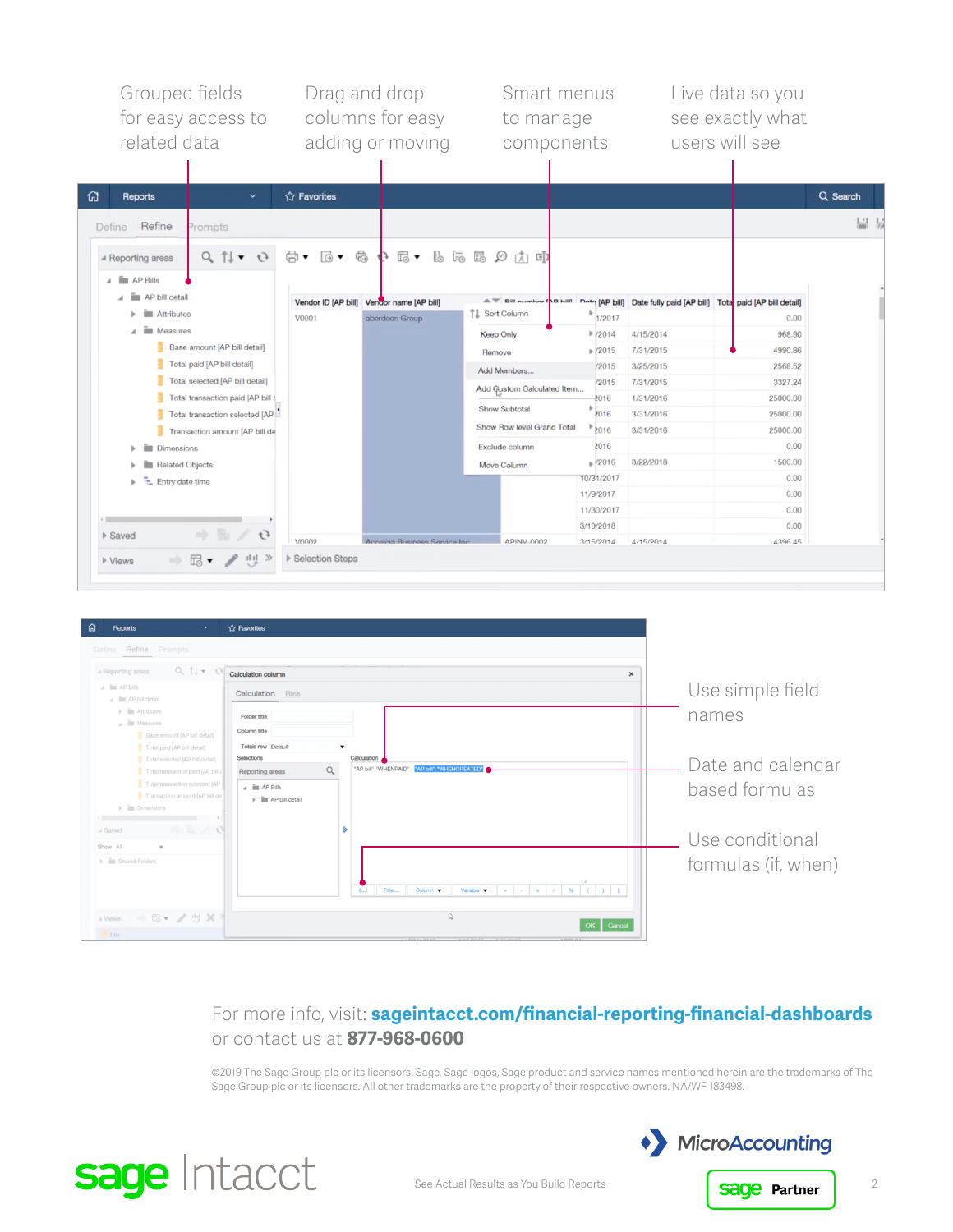Grouped fields for easy access to related data

Drag and drop columns for easy adding or moving

Smart menus to manage components

Live data so you see exactly what users will see

Use simple field names

Date and calendar based formulas

Use conditional formulas (if, when)

For more info, visit: **sageintacct.com/financial-reporting-financial-dashboards**
or contact us at **877-968-0600**

©2019 The Sage Group plc or its licensors. Sage, Sage logos, Sage product and service names mentioned herein are the trademarks of The Sage Group plc or its licensors. All other trademarks are the property of their respective owners. NA/WF 183498.

See Actual Results as You Build Reports